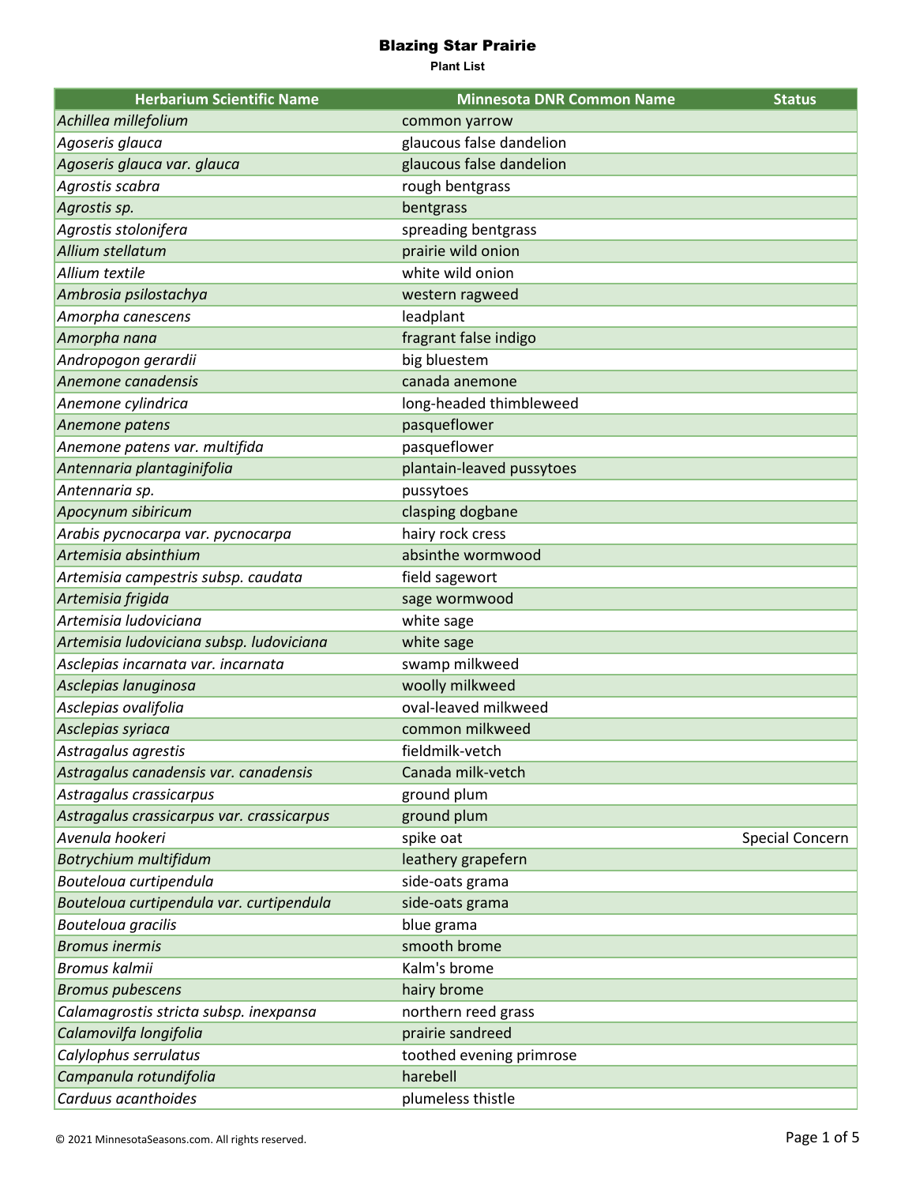# Blazing Star Prairie

**Plant List**

| Herbarium Scientific Name | Minnesota DNR Common Name | Status |
|---|---|---|
| *Achillea millefolium* | common yarrow | |
| *Agoseris glauca* | glaucous false dandelion | |
| *Agoseris glauca var. glauca* | glaucous false dandelion | |
| *Agrostis scabra* | rough bentgrass | |
| *Agrostis sp.* | bentgrass | |
| *Agrostis stolonifera* | spreading bentgrass | |
| *Allium stellatum* | prairie wild onion | |
| *Allium textile* | white wild onion | |
| *Ambrosia psilostachya* | western ragweed | |
| *Amorpha canescens* | leadplant | |
| *Amorpha nana* | fragrant false indigo | |
| *Andropogon gerardii* | big bluestem | |
| *Anemone canadensis* | canada anemone | |
| *Anemone cylindrica* | long-headed thimbleweed | |
| *Anemone patens* | pasqueflower | |
| *Anemone patens var. multifida* | pasqueflower | |
| *Antennaria plantaginifolia* | plantain-leaved pussytoes | |
| *Antennaria sp.* | pussytoes | |
| *Apocynum sibiricum* | clasping dogbane | |
| *Arabis pycnocarpa var. pycnocarpa* | hairy rock cress | |
| *Artemisia absinthium* | absinthe wormwood | |
| *Artemisia campestris subsp. caudata* | field sagewort | |
| *Artemisia frigida* | sage wormwood | |
| *Artemisia ludoviciana* | white sage | |
| *Artemisia ludoviciana subsp. ludoviciana* | white sage | |
| *Asclepias incarnata var. incarnata* | swamp milkweed | |
| *Asclepias lanuginosa* | woolly milkweed | |
| *Asclepias ovalifolia* | oval-leaved milkweed | |
| *Asclepias syriaca* | common milkweed | |
| *Astragalus agrestis* | fieldmilk-vetch | |
| *Astragalus canadensis var. canadensis* | Canada milk-vetch | |
| *Astragalus crassicarpus* | ground plum | |
| *Astragalus crassicarpus var. crassicarpus* | ground plum | |
| *Avenula hookeri* | spike oat | Special Concern |
| *Botrychium multifidum* | leathery grapefern | |
| *Bouteloua curtipendula* | side-oats grama | |
| *Bouteloua curtipendula var. curtipendula* | side-oats grama | |
| *Bouteloua gracilis* | blue grama | |
| *Bromus inermis* | smooth brome | |
| *Bromus kalmii* | Kalm's brome | |
| *Bromus pubescens* | hairy brome | |
| *Calamagrostis stricta subsp. inexpansa* | northern reed grass | |
| *Calamovilfa longifolia* | prairie sandreed | |
| *Calylophus serrulatus* | toothed evening primrose | |
| *Campanula rotundifolia* | harebell | |
| *Carduus acanthoides* | plumeless thistle | |

© 2021 MinnesotaSeasons.com. All rights reserved.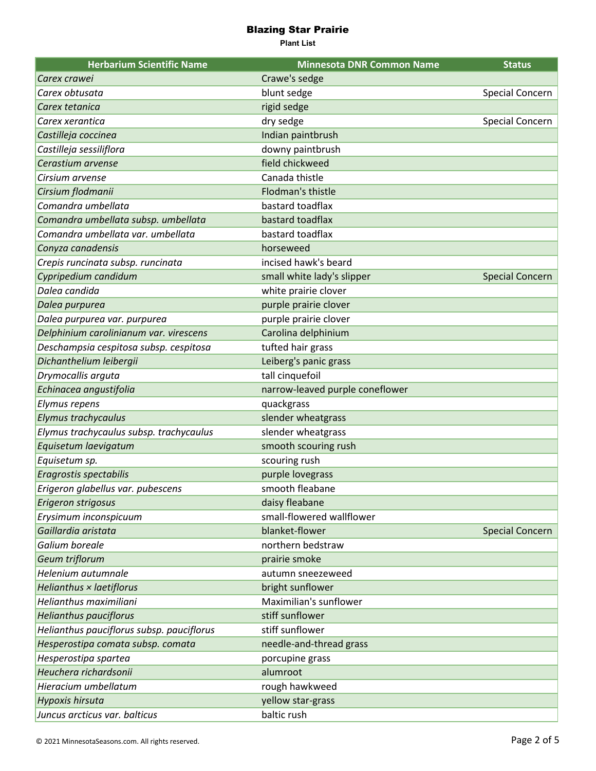# Blazing Star Prairie

**Plant List**

| Herbarium Scientific Name | Minnesota DNR Common Name | Status |
|---|---|---|
| *Carex crawei* | Crawe's sedge | |
| *Carex obtusata* | blunt sedge | Special Concern |
| *Carex tetanica* | rigid sedge | |
| *Carex xerantica* | dry sedge | Special Concern |
| *Castilleja coccinea* | Indian paintbrush | |
| *Castilleja sessiliflora* | downy paintbrush | |
| *Cerastium arvense* | field chickweed | |
| *Cirsium arvense* | Canada thistle | |
| *Cirsium flodmanii* | Flodman's thistle | |
| *Comandra umbellata* | bastard toadflax | |
| *Comandra umbellata subsp. umbellata* | bastard toadflax | |
| *Comandra umbellata var. umbellata* | bastard toadflax | |
| *Conyza canadensis* | horseweed | |
| *Crepis runcinata subsp. runcinata* | incised hawk's beard | |
| *Cypripedium candidum* | small white lady's slipper | Special Concern |
| *Dalea candida* | white prairie clover | |
| *Dalea purpurea* | purple prairie clover | |
| *Dalea purpurea var. purpurea* | purple prairie clover | |
| *Delphinium carolinianum var. virescens* | Carolina delphinium | |
| *Deschampsia cespitosa subsp. cespitosa* | tufted hair grass | |
| *Dichanthelium leibergii* | Leiberg's panic grass | |
| *Drymocallis arguta* | tall cinquefoil | |
| *Echinacea angustifolia* | narrow-leaved purple coneflower | |
| *Elymus repens* | quackgrass | |
| *Elymus trachycaulus* | slender wheatgrass | |
| *Elymus trachycaulus subsp. trachycaulus* | slender wheatgrass | |
| *Equisetum laevigatum* | smooth scouring rush | |
| *Equisetum sp.* | scouring rush | |
| *Eragrostis spectabilis* | purple lovegrass | |
| *Erigeron glabellus var. pubescens* | smooth fleabane | |
| *Erigeron strigosus* | daisy fleabane | |
| *Erysimum inconspicuum* | small-flowered wallflower | |
| *Gaillardia aristata* | blanket-flower | Special Concern |
| *Galium boreale* | northern bedstraw | |
| *Geum triflorum* | prairie smoke | |
| *Helenium autumnale* | autumn sneezeweed | |
| *Helianthus × laetiflorus* | bright sunflower | |
| *Helianthus maximiliani* | Maximilian's sunflower | |
| *Helianthus pauciflorus* | stiff sunflower | |
| *Helianthus pauciflorus subsp. pauciflorus* | stiff sunflower | |
| *Hesperostipa comata subsp. comata* | needle-and-thread grass | |
| *Hesperostipa spartea* | porcupine grass | |
| *Heuchera richardsonii* | alumroot | |
| *Hieracium umbellatum* | rough hawkweed | |
| *Hypoxis hirsuta* | yellow star-grass | |
| *Juncus arcticus var. balticus* | baltic rush | |

© 2021 MinnesotaSeasons.com. All rights reserved.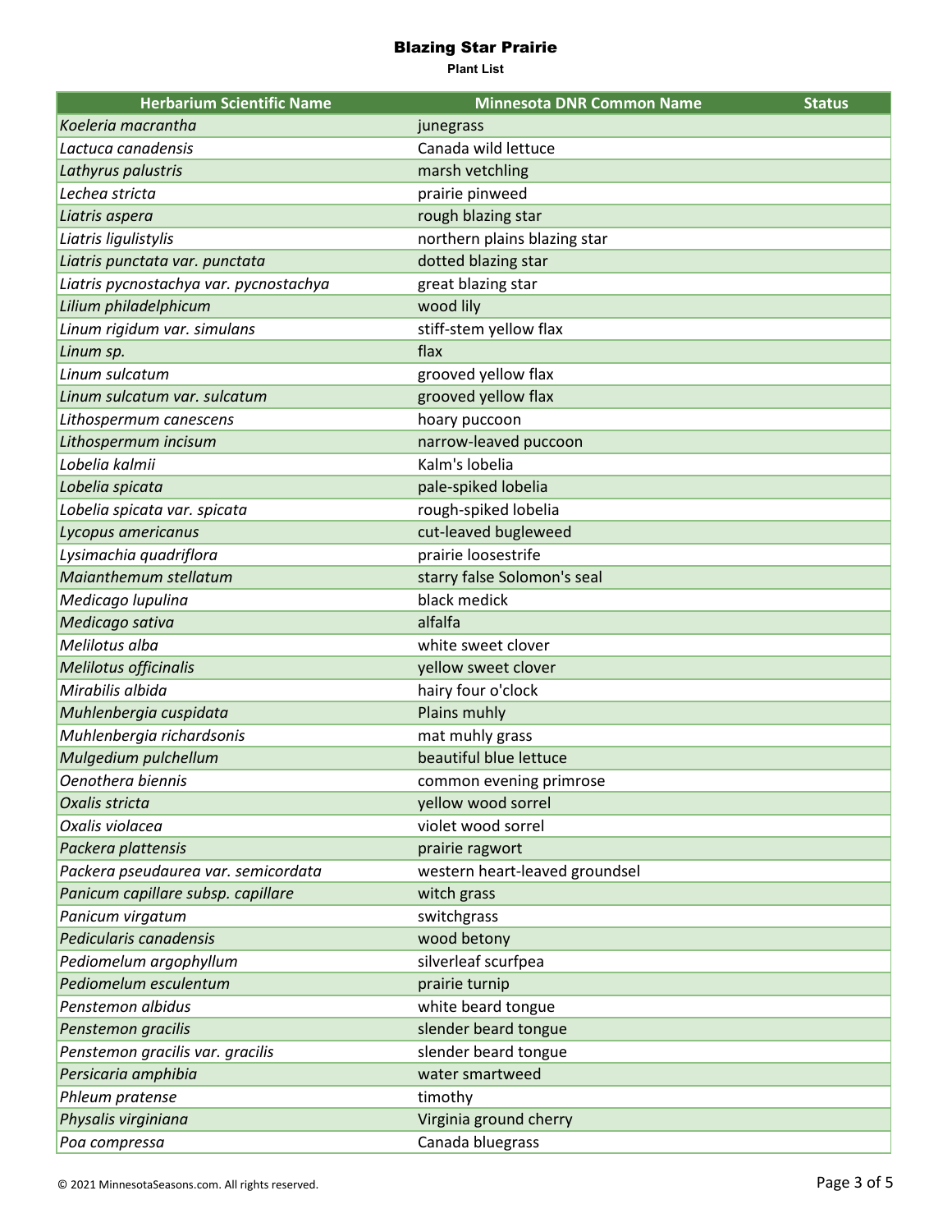# Blazing Star Prairie

**Plant List**

| Herbarium Scientific Name | Minnesota DNR Common Name | Status |
|---|---|---|
| *Koeleria macrantha* | junegrass | |
| *Lactuca canadensis* | Canada wild lettuce | |
| *Lathyrus palustris* | marsh vetchling | |
| *Lechea stricta* | prairie pinweed | |
| *Liatris aspera* | rough blazing star | |
| *Liatris ligulistylis* | northern plains blazing star | |
| *Liatris punctata var. punctata* | dotted blazing star | |
| *Liatris pycnostachya var. pycnostachya* | great blazing star | |
| *Lilium philadelphicum* | wood lily | |
| *Linum rigidum var. simulans* | stiff-stem yellow flax | |
| *Linum sp.* | flax | |
| *Linum sulcatum* | grooved yellow flax | |
| *Linum sulcatum var. sulcatum* | grooved yellow flax | |
| *Lithospermum canescens* | hoary puccoon | |
| *Lithospermum incisum* | narrow-leaved puccoon | |
| *Lobelia kalmii* | Kalm's lobelia | |
| *Lobelia spicata* | pale-spiked lobelia | |
| *Lobelia spicata var. spicata* | rough-spiked lobelia | |
| *Lycopus americanus* | cut-leaved bugleweed | |
| *Lysimachia quadriflora* | prairie loosestrife | |
| *Maianthemum stellatum* | starry false Solomon's seal | |
| *Medicago lupulina* | black medick | |
| *Medicago sativa* | alfalfa | |
| *Melilotus alba* | white sweet clover | |
| *Melilotus officinalis* | yellow sweet clover | |
| *Mirabilis albida* | hairy four o'clock | |
| *Muhlenbergia cuspidata* | Plains muhly | |
| *Muhlenbergia richardsonis* | mat muhly grass | |
| *Mulgedium pulchellum* | beautiful blue lettuce | |
| *Oenothera biennis* | common evening primrose | |
| *Oxalis stricta* | yellow wood sorrel | |
| *Oxalis violacea* | violet wood sorrel | |
| *Packera plattensis* | prairie ragwort | |
| *Packera pseudaurea var. semicordata* | western heart-leaved groundsel | |
| *Panicum capillare subsp. capillare* | witch grass | |
| *Panicum virgatum* | switchgrass | |
| *Pedicularis canadensis* | wood betony | |
| *Pediomelum argophyllum* | silverleaf scurfpea | |
| *Pediomelum esculentum* | prairie turnip | |
| *Penstemon albidus* | white beard tongue | |
| *Penstemon gracilis* | slender beard tongue | |
| *Penstemon gracilis var. gracilis* | slender beard tongue | |
| *Persicaria amphibia* | water smartweed | |
| *Phleum pratense* | timothy | |
| *Physalis virginiana* | Virginia ground cherry | |
| *Poa compressa* | Canada bluegrass | |

© 2021 MinnesotaSeasons.com. All rights reserved.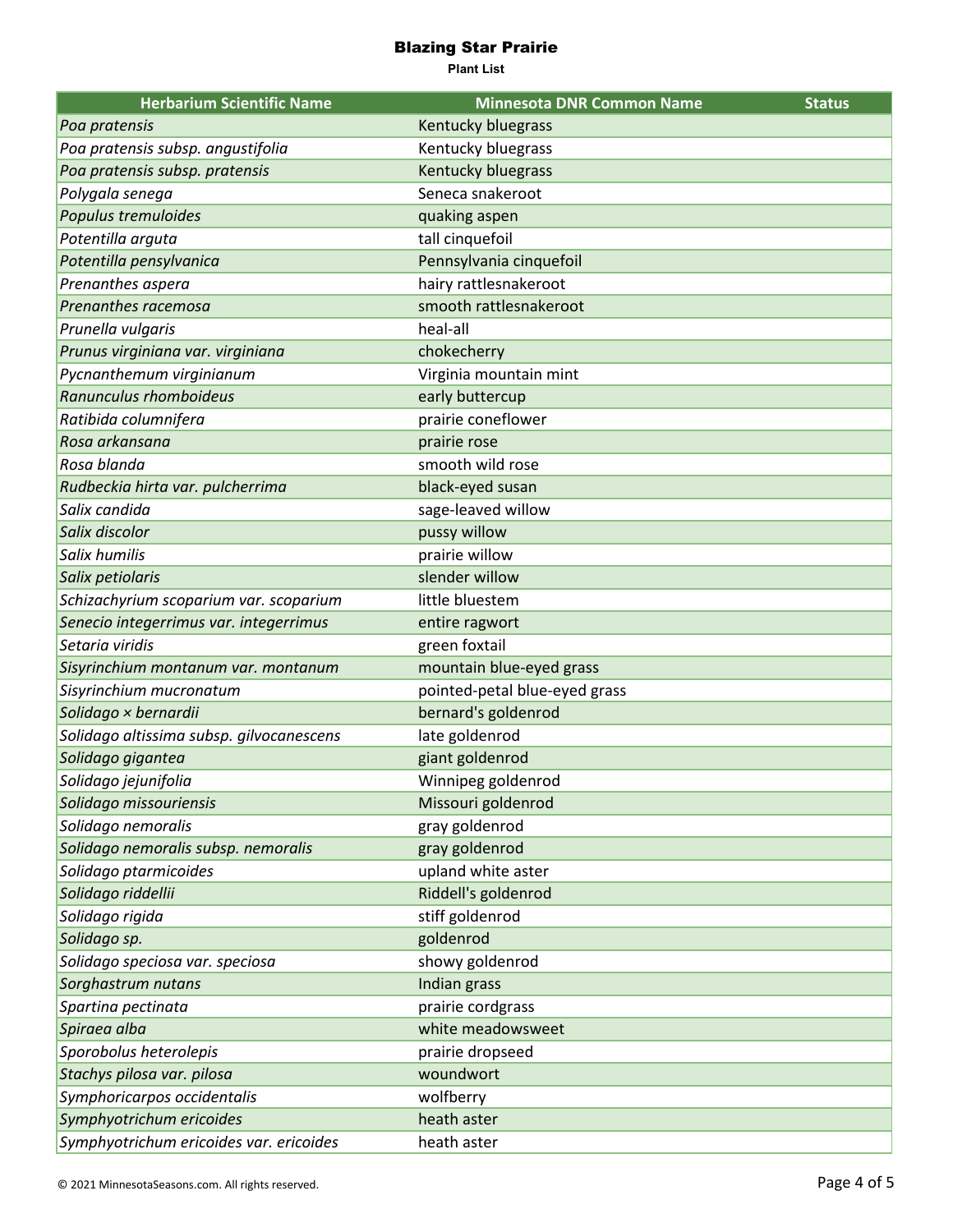# Blazing Star Prairie

**Plant List**

| Herbarium Scientific Name | Minnesota DNR Common Name | Status |
|---|---|---|
| *Poa pratensis* | Kentucky bluegrass | |
| *Poa pratensis subsp. angustifolia* | Kentucky bluegrass | |
| *Poa pratensis subsp. pratensis* | Kentucky bluegrass | |
| *Polygala senega* | Seneca snakeroot | |
| *Populus tremuloides* | quaking aspen | |
| *Potentilla arguta* | tall cinquefoil | |
| *Potentilla pensylvanica* | Pennsylvania cinquefoil | |
| *Prenanthes aspera* | hairy rattlesnakeroot | |
| *Prenanthes racemosa* | smooth rattlesnakeroot | |
| *Prunella vulgaris* | heal-all | |
| *Prunus virginiana var. virginiana* | chokecherry | |
| *Pycnanthemum virginianum* | Virginia mountain mint | |
| *Ranunculus rhomboideus* | early buttercup | |
| *Ratibida columnifera* | prairie coneflower | |
| *Rosa arkansana* | prairie rose | |
| *Rosa blanda* | smooth wild rose | |
| *Rudbeckia hirta var. pulcherrima* | black-eyed susan | |
| *Salix candida* | sage-leaved willow | |
| *Salix discolor* | pussy willow | |
| *Salix humilis* | prairie willow | |
| *Salix petiolaris* | slender willow | |
| *Schizachyrium scoparium var. scoparium* | little bluestem | |
| *Senecio integerrimus var. integerrimus* | entire ragwort | |
| *Setaria viridis* | green foxtail | |
| *Sisyrinchium montanum var. montanum* | mountain blue-eyed grass | |
| *Sisyrinchium mucronatum* | pointed-petal blue-eyed grass | |
| *Solidago × bernardii* | bernard's goldenrod | |
| *Solidago altissima subsp. gilvocanescens* | late goldenrod | |
| *Solidago gigantea* | giant goldenrod | |
| *Solidago jejunifolia* | Winnipeg goldenrod | |
| *Solidago missouriensis* | Missouri goldenrod | |
| *Solidago nemoralis* | gray goldenrod | |
| *Solidago nemoralis subsp. nemoralis* | gray goldenrod | |
| *Solidago ptarmicoides* | upland white aster | |
| *Solidago riddellii* | Riddell's goldenrod | |
| *Solidago rigida* | stiff goldenrod | |
| *Solidago sp.* | goldenrod | |
| *Solidago speciosa var. speciosa* | showy goldenrod | |
| *Sorghastrum nutans* | Indian grass | |
| *Spartina pectinata* | prairie cordgrass | |
| *Spiraea alba* | white meadowsweet | |
| *Sporobolus heterolepis* | prairie dropseed | |
| *Stachys pilosa var. pilosa* | woundwort | |
| *Symphoricarpos occidentalis* | wolfberry | |
| *Symphyotrichum ericoides* | heath aster | |
| *Symphyotrichum ericoides var. ericoides* | heath aster | |

© 2021 MinnesotaSeasons.com. All rights reserved.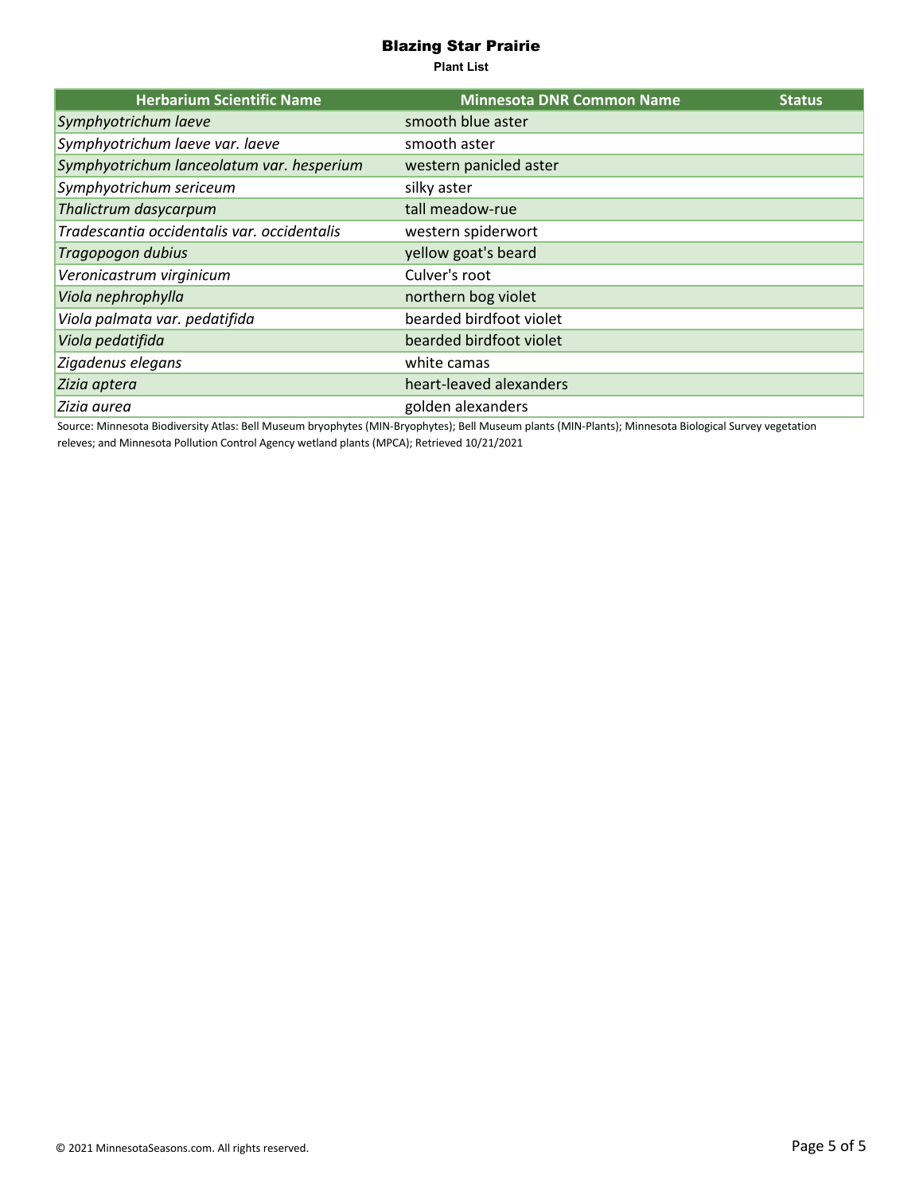# Blazing Star Prairie

**Plant List**

| Herbarium Scientific Name | Minnesota DNR Common Name | Status |
|---|---|---|
| *Symphyotrichum laeve* | smooth blue aster | |
| *Symphyotrichum laeve var. laeve* | smooth aster | |
| *Symphyotrichum lanceolatum var. hesperium* | western panicled aster | |
| *Symphyotrichum sericeum* | silky aster | |
| *Thalictrum dasycarpum* | tall meadow-rue | |
| *Tradescantia occidentalis var. occidentalis* | western spiderwort | |
| *Tragopogon dubius* | yellow goat's beard | |
| *Veronicastrum virginicum* | Culver's root | |
| *Viola nephrophylla* | northern bog violet | |
| *Viola palmata var. pedatifida* | bearded birdfoot violet | |
| *Viola pedatifida* | bearded birdfoot violet | |
| *Zigadenus elegans* | white camas | |
| *Zizia aptera* | heart-leaved alexanders | |
| *Zizia aurea* | golden alexanders | |

Source: Minnesota Biodiversity Atlas: Bell Museum bryophytes (MIN-Bryophytes); Bell Museum plants (MIN-Plants); Minnesota Biological Survey vegetation releves; and Minnesota Pollution Control Agency wetland plants (MPCA); Retrieved 10/21/2021

© 2021 MinnesotaSeasons.com. All rights reserved.